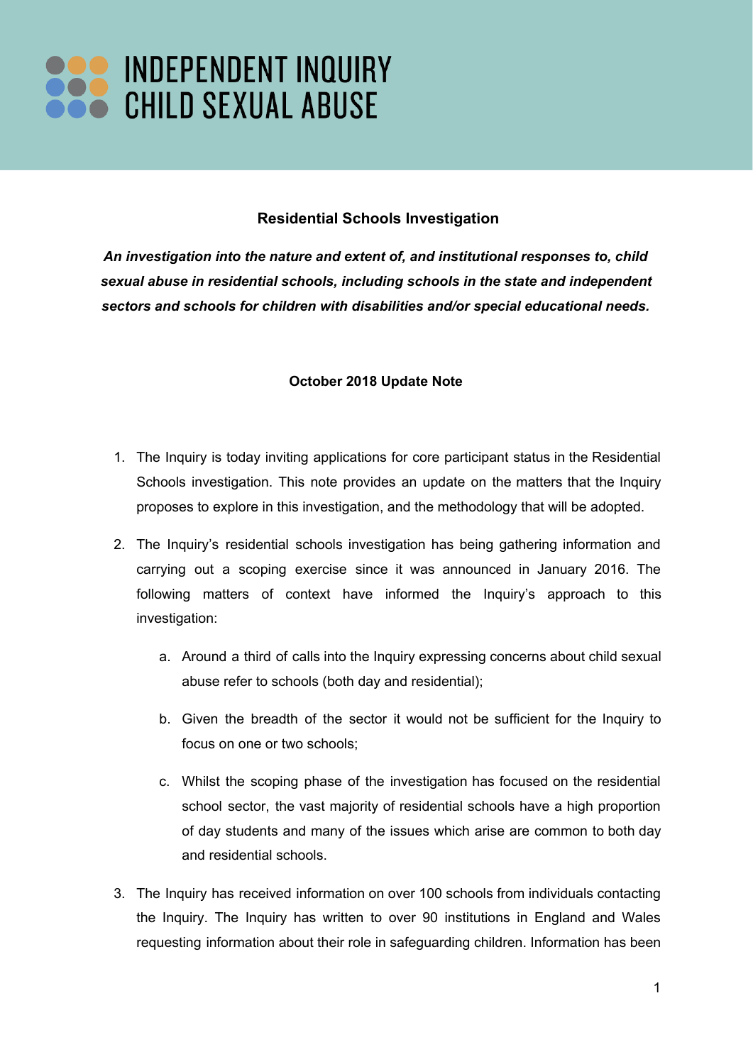# INDEPENDENT INQUIRY CHILD SEXUAL ABUSE

## Residential Schools Investigation

***An investigation into the nature and extent of, and institutional responses to, child sexual abuse in residential schools, including schools in the state and independent sectors and schools for children with disabilities and/or special educational needs.***

### October 2018 Update Note

1. The Inquiry is today inviting applications for core participant status in the Residential Schools investigation. This note provides an update on the matters that the Inquiry proposes to explore in this investigation, and the methodology that will be adopted.

2. The Inquiry's residential schools investigation has being gathering information and carrying out a scoping exercise since it was announced in January 2016. The following matters of context have informed the Inquiry's approach to this investigation:

   a. Around a third of calls into the Inquiry expressing concerns about child sexual abuse refer to schools (both day and residential);

   b. Given the breadth of the sector it would not be sufficient for the Inquiry to focus on one or two schools;

   c. Whilst the scoping phase of the investigation has focused on the residential school sector, the vast majority of residential schools have a high proportion of day students and many of the issues which arise are common to both day and residential schools.

3. The Inquiry has received information on over 100 schools from individuals contacting the Inquiry. The Inquiry has written to over 90 institutions in England and Wales requesting information about their role in safeguarding children. Information has been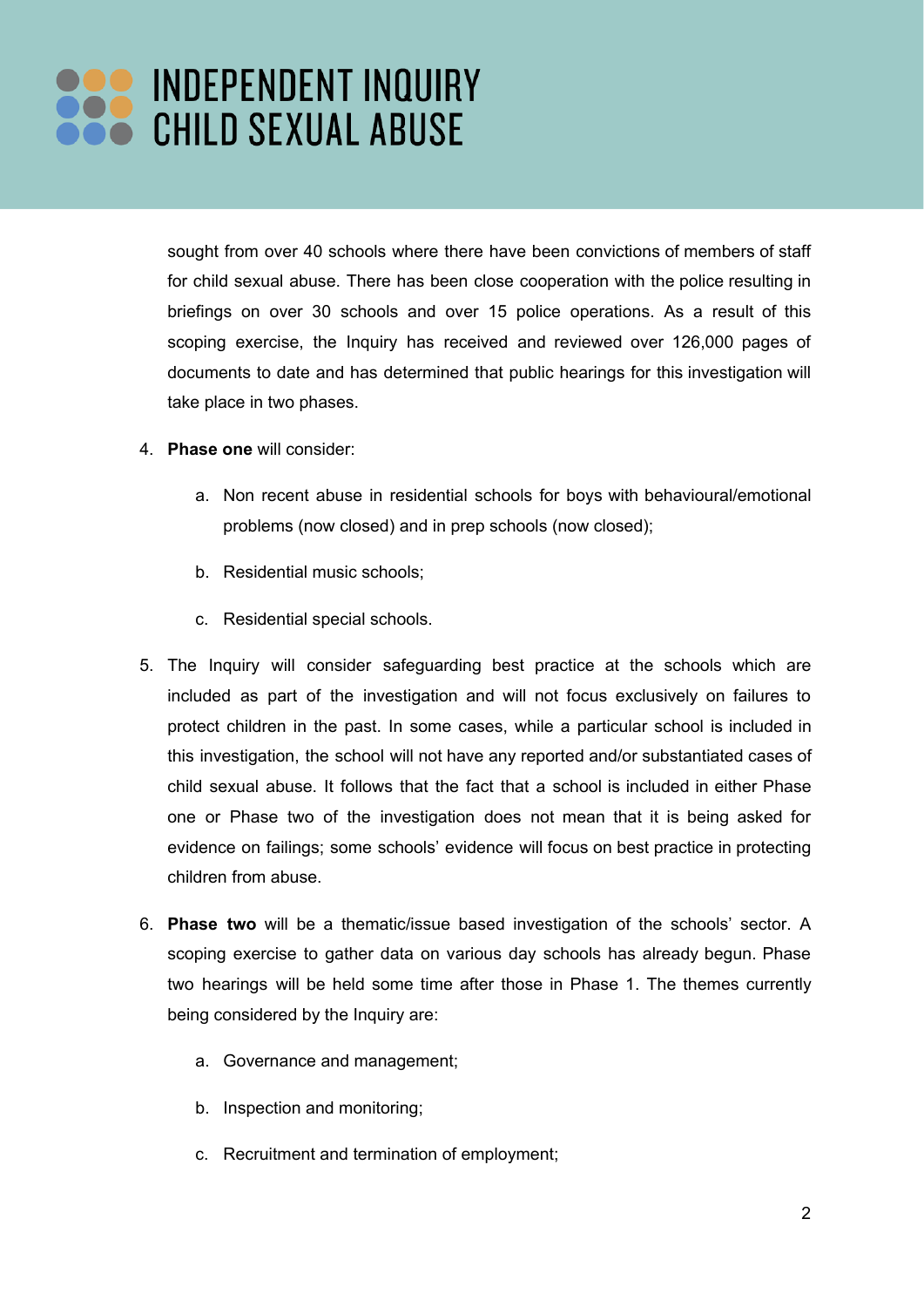sought from over 40 schools where there have been convictions of members of staff for child sexual abuse. There has been close cooperation with the police resulting in briefings on over 30 schools and over 15 police operations. As a result of this scoping exercise, the Inquiry has received and reviewed over 126,000 pages of documents to date and has determined that public hearings for this investigation will take place in two phases.

4. **Phase one** will consider:

    a. Non recent abuse in residential schools for boys with behavioural/emotional problems (now closed) and in prep schools (now closed);

    b. Residential music schools;

    c. Residential special schools.

5. The Inquiry will consider safeguarding best practice at the schools which are included as part of the investigation and will not focus exclusively on failures to protect children in the past. In some cases, while a particular school is included in this investigation, the school will not have any reported and/or substantiated cases of child sexual abuse. It follows that the fact that a school is included in either Phase one or Phase two of the investigation does not mean that it is being asked for evidence on failings; some schools' evidence will focus on best practice in protecting children from abuse.

6. **Phase two** will be a thematic/issue based investigation of the schools' sector. A scoping exercise to gather data on various day schools has already begun. Phase two hearings will be held some time after those in Phase 1. The themes currently being considered by the Inquiry are:

    a. Governance and management;

    b. Inspection and monitoring;

    c. Recruitment and termination of employment;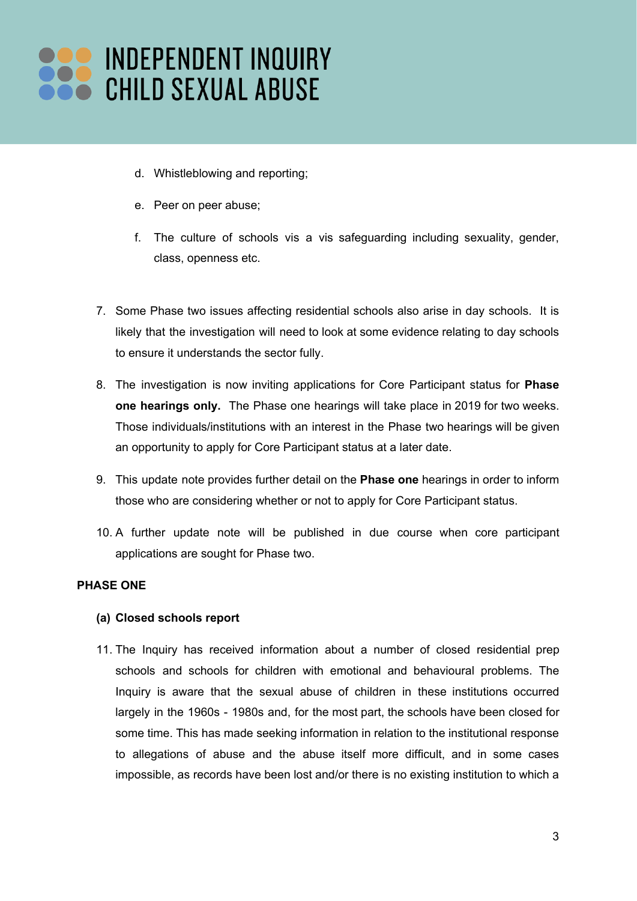d. Whistleblowing and reporting;

e. Peer on peer abuse;

f. The culture of schools vis a vis safeguarding including sexuality, gender, class, openness etc.

7. Some Phase two issues affecting residential schools also arise in day schools. It is likely that the investigation will need to look at some evidence relating to day schools to ensure it understands the sector fully.

8. The investigation is now inviting applications for Core Participant status for **Phase one hearings only.** The Phase one hearings will take place in 2019 for two weeks. Those individuals/institutions with an interest in the Phase two hearings will be given an opportunity to apply for Core Participant status at a later date.

9. This update note provides further detail on the **Phase one** hearings in order to inform those who are considering whether or not to apply for Core Participant status.

10. A further update note will be published in due course when core participant applications are sought for Phase two.

**PHASE ONE**

**(a) Closed schools report**

11. The Inquiry has received information about a number of closed residential prep schools and schools for children with emotional and behavioural problems. The Inquiry is aware that the sexual abuse of children in these institutions occurred largely in the 1960s - 1980s and, for the most part, the schools have been closed for some time. This has made seeking information in relation to the institutional response to allegations of abuse and the abuse itself more difficult, and in some cases impossible, as records have been lost and/or there is no existing institution to which a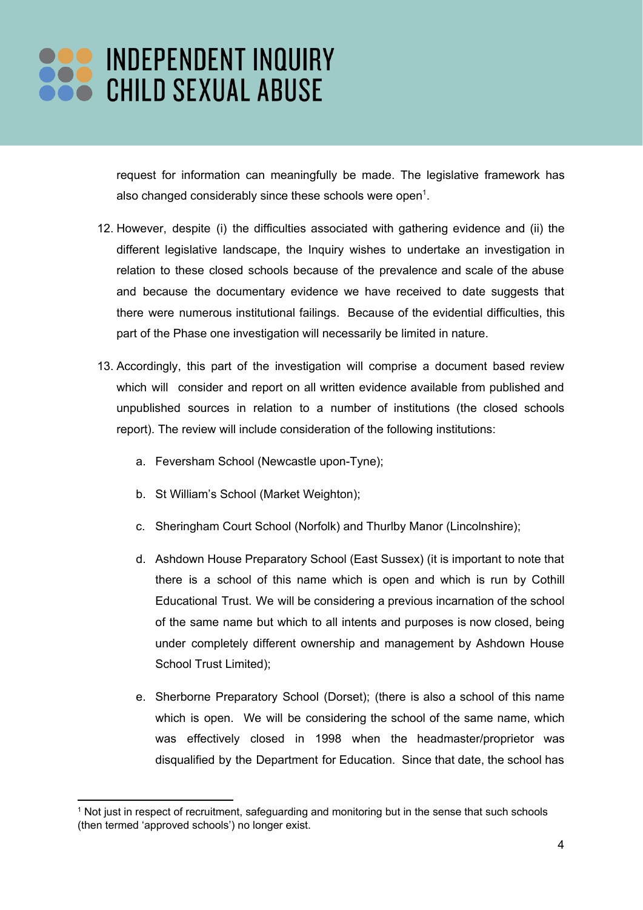request for information can meaningfully be made. The legislative framework has also changed considerably since these schools were open[1].

12. However, despite (i) the difficulties associated with gathering evidence and (ii) the different legislative landscape, the Inquiry wishes to undertake an investigation in relation to these closed schools because of the prevalence and scale of the abuse and because the documentary evidence we have received to date suggests that there were numerous institutional failings. Because of the evidential difficulties, this part of the Phase one investigation will necessarily be limited in nature.

13. Accordingly, this part of the investigation will comprise a document based review which will consider and report on all written evidence available from published and unpublished sources in relation to a number of institutions (the closed schools report). The review will include consideration of the following institutions:

    a. Feversham School (Newcastle upon-Tyne);

    b. St William's School (Market Weighton);

    c. Sheringham Court School (Norfolk) and Thurlby Manor (Lincolnshire);

    d. Ashdown House Preparatory School (East Sussex) (it is important to note that there is a school of this name which is open and which is run by Cothill Educational Trust. We will be considering a previous incarnation of the school of the same name but which to all intents and purposes is now closed, being under completely different ownership and management by Ashdown House School Trust Limited);

    e. Sherborne Preparatory School (Dorset); (there is also a school of this name which is open. We will be considering the school of the same name, which was effectively closed in 1998 when the headmaster/proprietor was disqualified by the Department for Education. Since that date, the school has

[1] Not just in respect of recruitment, safeguarding and monitoring but in the sense that such schools (then termed 'approved schools') no longer exist.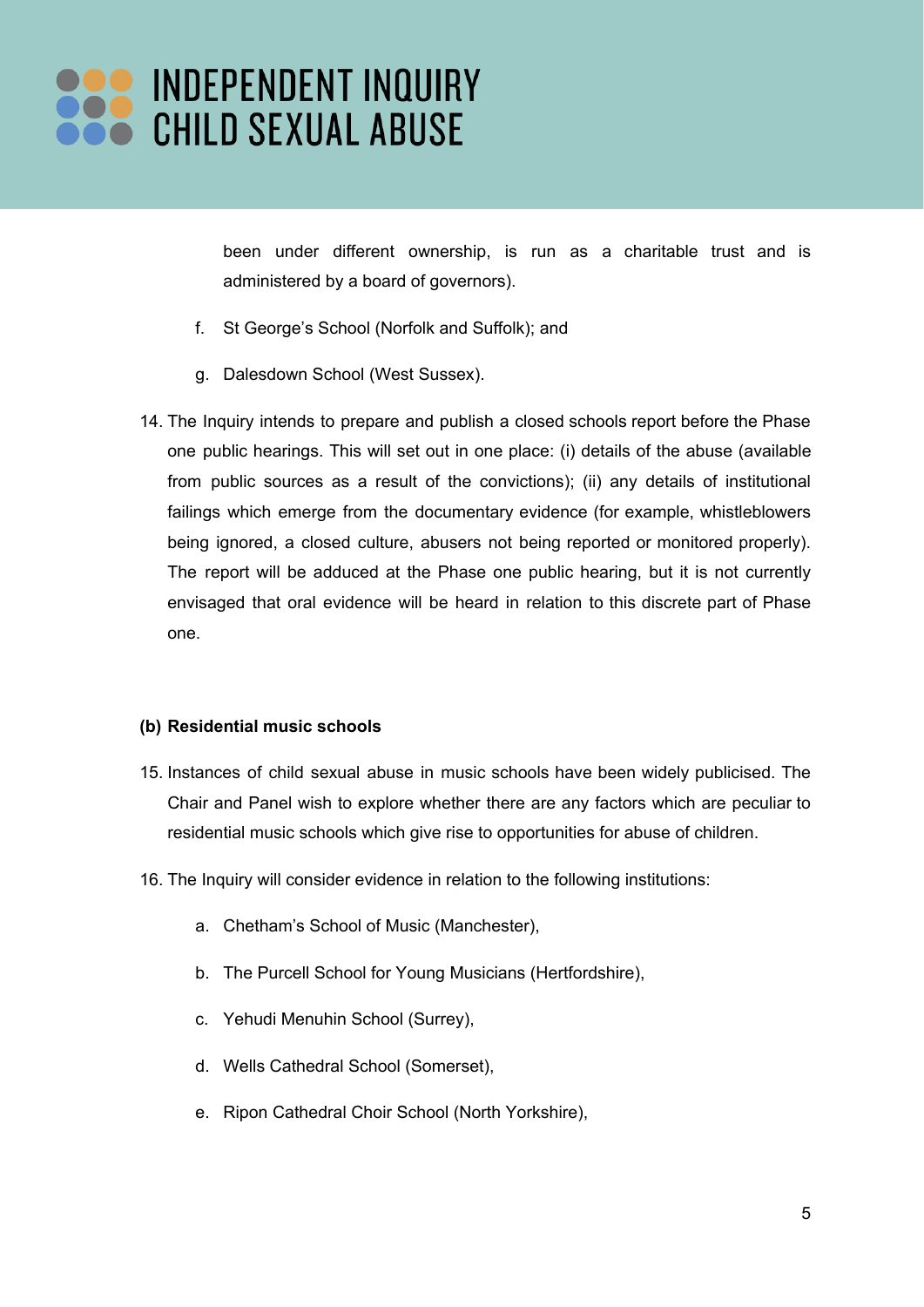been under different ownership, is run as a charitable trust and is administered by a board of governors).

f. St George's School (Norfolk and Suffolk); and

g. Dalesdown School (West Sussex).

14. The Inquiry intends to prepare and publish a closed schools report before the Phase one public hearings. This will set out in one place: (i) details of the abuse (available from public sources as a result of the convictions); (ii) any details of institutional failings which emerge from the documentary evidence (for example, whistleblowers being ignored, a closed culture, abusers not being reported or monitored properly). The report will be adduced at the Phase one public hearing, but it is not currently envisaged that oral evidence will be heard in relation to this discrete part of Phase one.

**(b) Residential music schools**

15. Instances of child sexual abuse in music schools have been widely publicised. The Chair and Panel wish to explore whether there are any factors which are peculiar to residential music schools which give rise to opportunities for abuse of children.

16. The Inquiry will consider evidence in relation to the following institutions:

a. Chetham's School of Music (Manchester),

b. The Purcell School for Young Musicians (Hertfordshire),

c. Yehudi Menuhin School (Surrey),

d. Wells Cathedral School (Somerset),

e. Ripon Cathedral Choir School (North Yorkshire),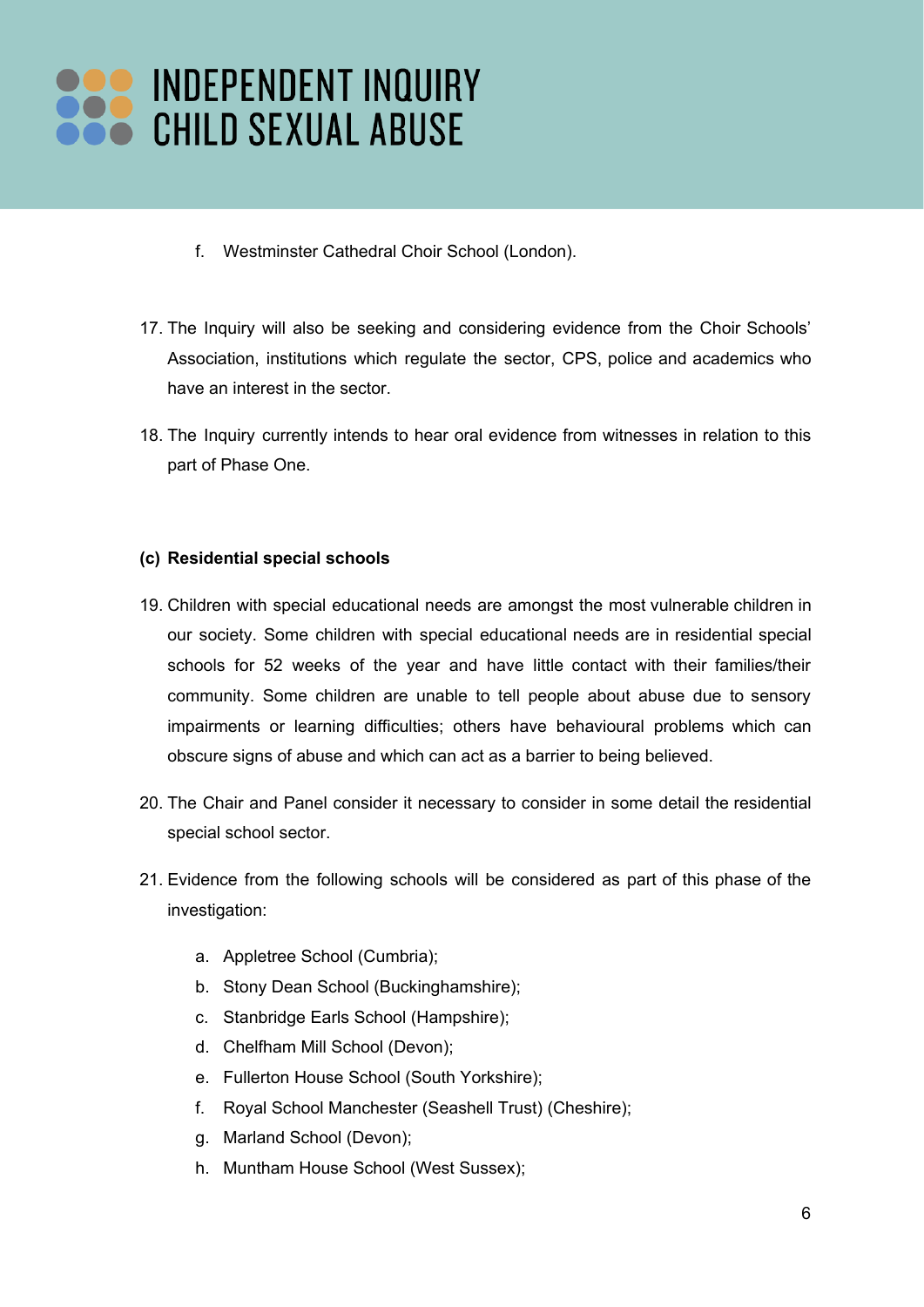f. Westminster Cathedral Choir School (London).

17. The Inquiry will also be seeking and considering evidence from the Choir Schools' Association, institutions which regulate the sector, CPS, police and academics who have an interest in the sector.

18. The Inquiry currently intends to hear oral evidence from witnesses in relation to this part of Phase One.

**(c) Residential special schools**

19. Children with special educational needs are amongst the most vulnerable children in our society. Some children with special educational needs are in residential special schools for 52 weeks of the year and have little contact with their families/their community. Some children are unable to tell people about abuse due to sensory impairments or learning difficulties; others have behavioural problems which can obscure signs of abuse and which can act as a barrier to being believed.

20. The Chair and Panel consider it necessary to consider in some detail the residential special school sector.

21. Evidence from the following schools will be considered as part of this phase of the investigation:

    a. Appletree School (Cumbria);
    b. Stony Dean School (Buckinghamshire);
    c. Stanbridge Earls School (Hampshire);
    d. Chelfham Mill School (Devon);
    e. Fullerton House School (South Yorkshire);
    f. Royal School Manchester (Seashell Trust) (Cheshire);
    g. Marland School (Devon);
    h. Muntham House School (West Sussex);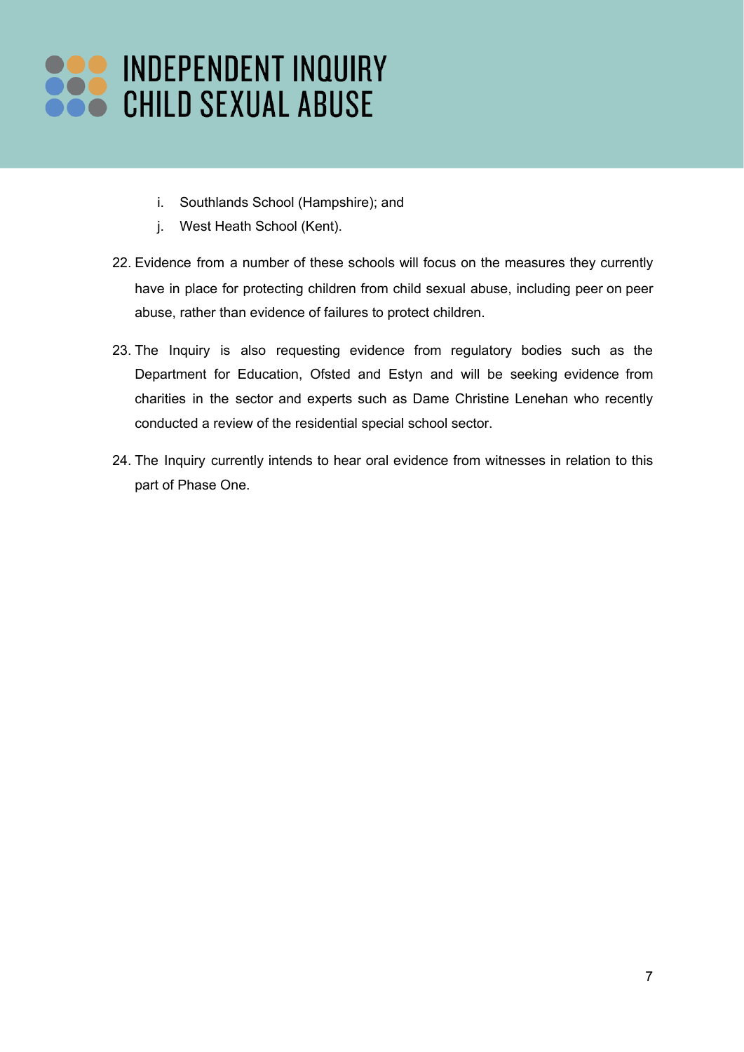i. Southlands School (Hampshire); and

j. West Heath School (Kent).

22. Evidence from a number of these schools will focus on the measures they currently have in place for protecting children from child sexual abuse, including peer on peer abuse, rather than evidence of failures to protect children.

23. The Inquiry is also requesting evidence from regulatory bodies such as the Department for Education, Ofsted and Estyn and will be seeking evidence from charities in the sector and experts such as Dame Christine Lenehan who recently conducted a review of the residential special school sector.

24. The Inquiry currently intends to hear oral evidence from witnesses in relation to this part of Phase One.